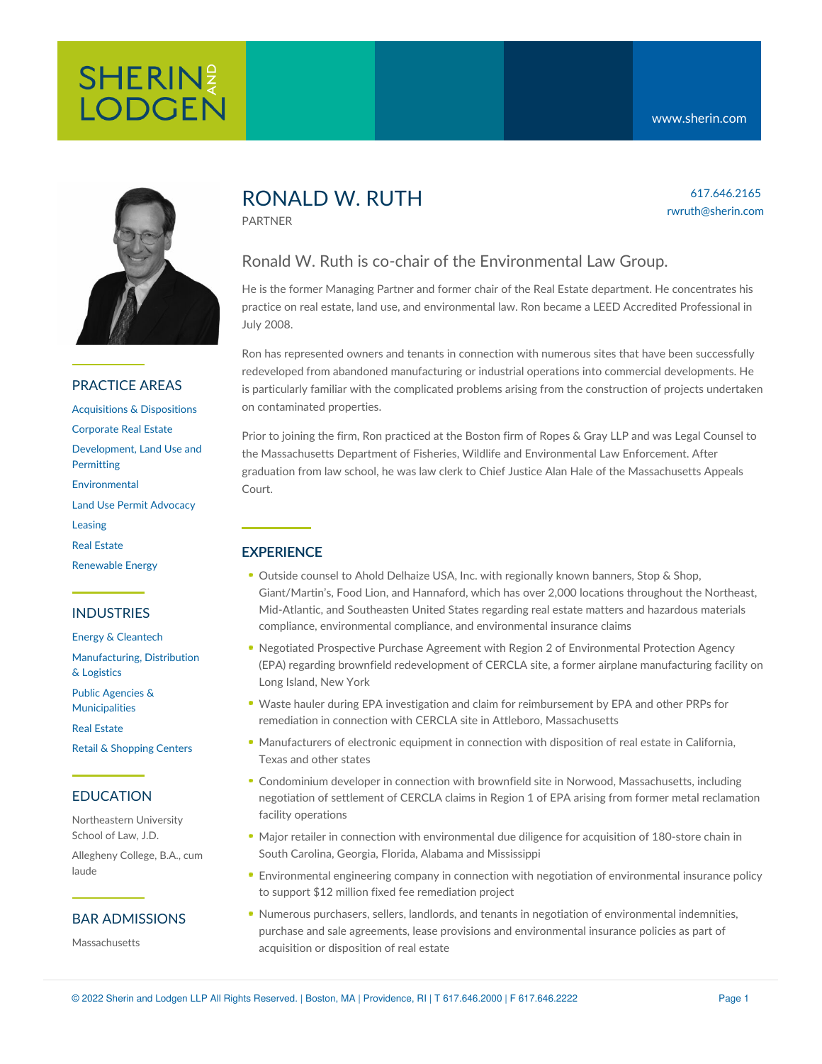# RONALD W. RUTH

PARTNER

617.646.2165
rwruth@sherin.com

## Ronald W. Ruth is co-chair of the Environmental Law Group.

He is the former Managing Partner and former chair of the Real Estate department. He concentrates his practice on real estate, land use, and environmental law. Ron became a LEED Accredited Professional in July 2008.

Ron has represented owners and tenants in connection with numerous sites that have been successfully redeveloped from abandoned manufacturing or industrial operations into commercial developments. He is particularly familiar with the complicated problems arising from the construction of projects undertaken on contaminated properties.

Prior to joining the firm, Ron practiced at the Boston firm of Ropes & Gray LLP and was Legal Counsel to the Massachusetts Department of Fisheries, Wildlife and Environmental Law Enforcement. After graduation from law school, he was law clerk to Chief Justice Alan Hale of the Massachusetts Appeals Court.

## EXPERIENCE

- Outside counsel to Ahold Delhaize USA, Inc. with regionally known banners, Stop & Shop, Giant/Martin's, Food Lion, and Hannaford, which has over 2,000 locations throughout the Northeast, Mid-Atlantic, and Southeasten United States regarding real estate matters and hazardous materials compliance, environmental compliance, and environmental insurance claims
- Negotiated Prospective Purchase Agreement with Region 2 of Environmental Protection Agency (EPA) regarding brownfield redevelopment of CERCLA site, a former airplane manufacturing facility on Long Island, New York
- Waste hauler during EPA investigation and claim for reimbursement by EPA and other PRPs for remediation in connection with CERCLA site in Attleboro, Massachusetts
- Manufacturers of electronic equipment in connection with disposition of real estate in California, Texas and other states
- Condominium developer in connection with brownfield site in Norwood, Massachusetts, including negotiation of settlement of CERCLA claims in Region 1 of EPA arising from former metal reclamation facility operations
- Major retailer in connection with environmental due diligence for acquisition of 180-store chain in South Carolina, Georgia, Florida, Alabama and Mississippi
- Environmental engineering company in connection with negotiation of environmental insurance policy to support $12 million fixed fee remediation project
- Numerous purchasers, sellers, landlords, and tenants in negotiation of environmental indemnities, purchase and sale agreements, lease provisions and environmental insurance policies as part of acquisition or disposition of real estate

## PRACTICE AREAS

- Acquisitions & Dispositions
- Corporate Real Estate
- Development, Land Use and Permitting
- Environmental
- Land Use Permit Advocacy
- Leasing
- Real Estate
- Renewable Energy

## INDUSTRIES

- Energy & Cleantech
- Manufacturing, Distribution & Logistics
- Public Agencies & Municipalities
- Real Estate
- Retail & Shopping Centers

## EDUCATION

Northeastern University School of Law, J.D.

Allegheny College, B.A., cum laude

## BAR ADMISSIONS

Massachusetts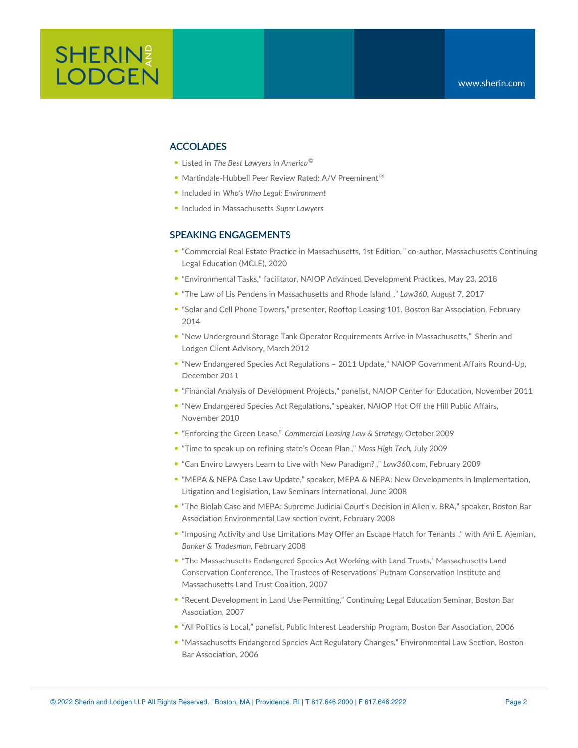## ACCOLADES

- Listed in *The Best Lawyers in America©*
- Martindale-Hubbell Peer Review Rated: A/V Preeminent®
- Included in *Who's Who Legal: Environment*
- Included in Massachusetts *Super Lawyers*

## SPEAKING ENGAGEMENTS

- "Commercial Real Estate Practice in Massachusetts, 1st Edition," co-author, Massachusetts Continuing Legal Education (MCLE), 2020
- "Environmental Tasks," facilitator, NAIOP Advanced Development Practices, May 23, 2018
- "The Law of Lis Pendens in Massachusetts and Rhode Island," *Law360*, August 7, 2017
- "Solar and Cell Phone Towers," presenter, Rooftop Leasing 101, Boston Bar Association, February 2014
- "New Underground Storage Tank Operator Requirements Arrive in Massachusetts," Sherin and Lodgen Client Advisory, March 2012
- "New Endangered Species Act Regulations – 2011 Update," NAIOP Government Affairs Round-Up, December 2011
- "Financial Analysis of Development Projects," panelist, NAIOP Center for Education, November 2011
- "New Endangered Species Act Regulations," speaker, NAIOP Hot Off the Hill Public Affairs, November 2010
- "Enforcing the Green Lease," *Commercial Leasing Law & Strategy*, October 2009
- "Time to speak up on refining state's Ocean Plan," *Mass High Tech*, July 2009
- "Can Enviro Lawyers Learn to Live with New Paradigm?," *Law360.com*, February 2009
- "MEPA & NEPA Case Law Update," speaker, MEPA & NEPA: New Developments in Implementation, Litigation and Legislation, Law Seminars International, June 2008
- "The Biolab Case and MEPA: Supreme Judicial Court's Decision in Allen v. BRA," speaker, Boston Bar Association Environmental Law section event, February 2008
- "Imposing Activity and Use Limitations May Offer an Escape Hatch for Tenants," with Ani E. Ajemian, *Banker & Tradesman*, February 2008
- "The Massachusetts Endangered Species Act Working with Land Trusts," Massachusetts Land Conservation Conference, The Trustees of Reservations' Putnam Conservation Institute and Massachusetts Land Trust Coalition, 2007
- "Recent Development in Land Use Permitting," Continuing Legal Education Seminar, Boston Bar Association, 2007
- "All Politics is Local," panelist, Public Interest Leadership Program, Boston Bar Association, 2006
- "Massachusetts Endangered Species Act Regulatory Changes," Environmental Law Section, Boston Bar Association, 2006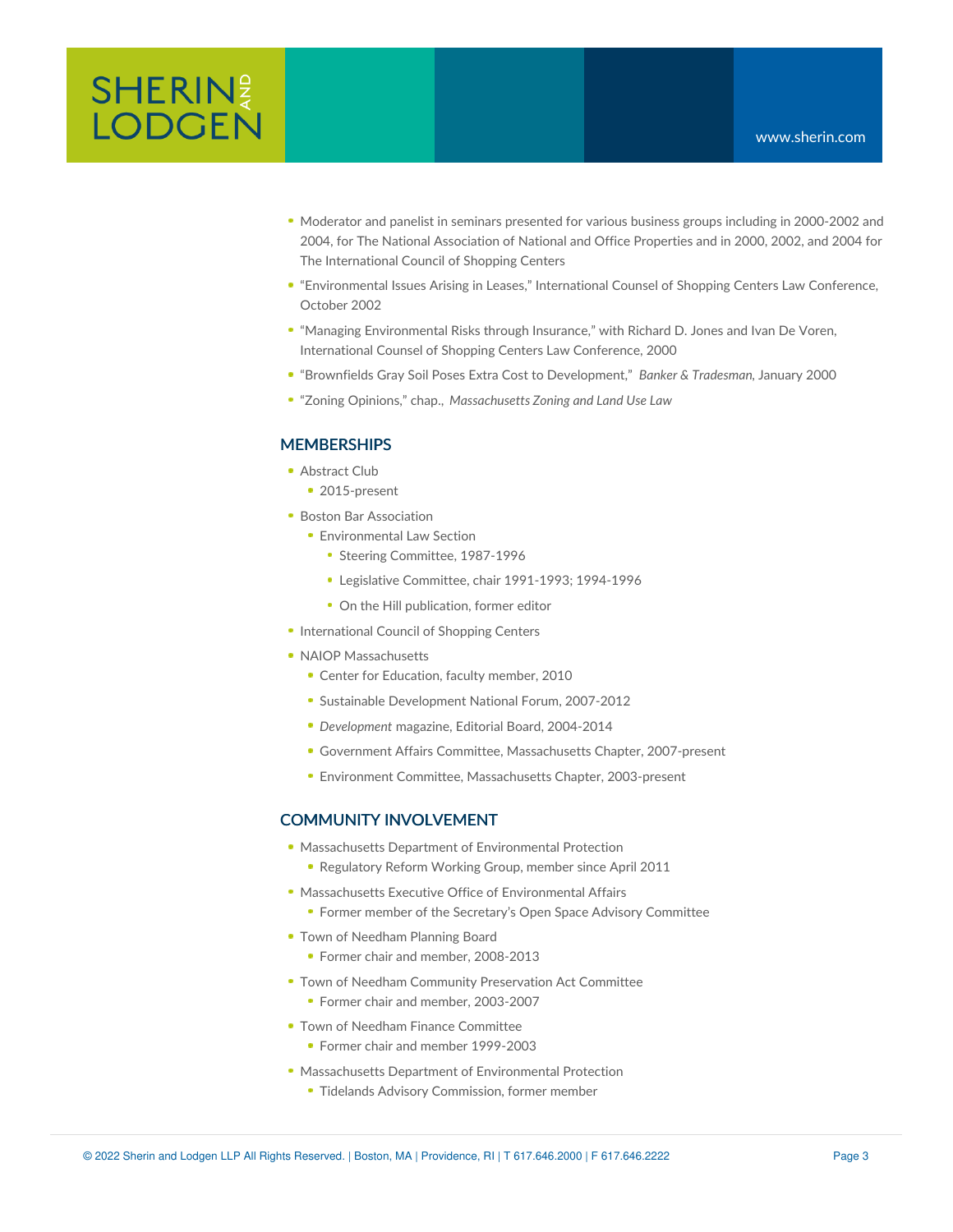- Moderator and panelist in seminars presented for various business groups including in 2000-2002 and 2004, for The National Association of National and Office Properties and in 2000, 2002, and 2004 for The International Council of Shopping Centers
- "Environmental Issues Arising in Leases," International Counsel of Shopping Centers Law Conference, October 2002
- "Managing Environmental Risks through Insurance," with Richard D. Jones and Ivan De Voren, International Counsel of Shopping Centers Law Conference, 2000
- "Brownfields Gray Soil Poses Extra Cost to Development," *Banker & Tradesman*, January 2000
- "Zoning Opinions," chap., *Massachusetts Zoning and Land Use Law*

## MEMBERSHIPS

- Abstract Club
  - 2015-present
- Boston Bar Association
  - Environmental Law Section
    - Steering Committee, 1987-1996
    - Legislative Committee, chair 1991-1993; 1994-1996
    - On the Hill publication, former editor
- International Council of Shopping Centers
- NAIOP Massachusetts
  - Center for Education, faculty member, 2010
  - Sustainable Development National Forum, 2007-2012
  - *Development* magazine, Editorial Board, 2004-2014
  - Government Affairs Committee, Massachusetts Chapter, 2007-present
  - Environment Committee, Massachusetts Chapter, 2003-present

## COMMUNITY INVOLVEMENT

- Massachusetts Department of Environmental Protection
  - Regulatory Reform Working Group, member since April 2011
- Massachusetts Executive Office of Environmental Affairs
  - Former member of the Secretary's Open Space Advisory Committee
- Town of Needham Planning Board
  - Former chair and member, 2008-2013
- Town of Needham Community Preservation Act Committee
  - Former chair and member, 2003-2007
- Town of Needham Finance Committee
  - Former chair and member 1999-2003
- Massachusetts Department of Environmental Protection
  - Tidelands Advisory Commission, former member